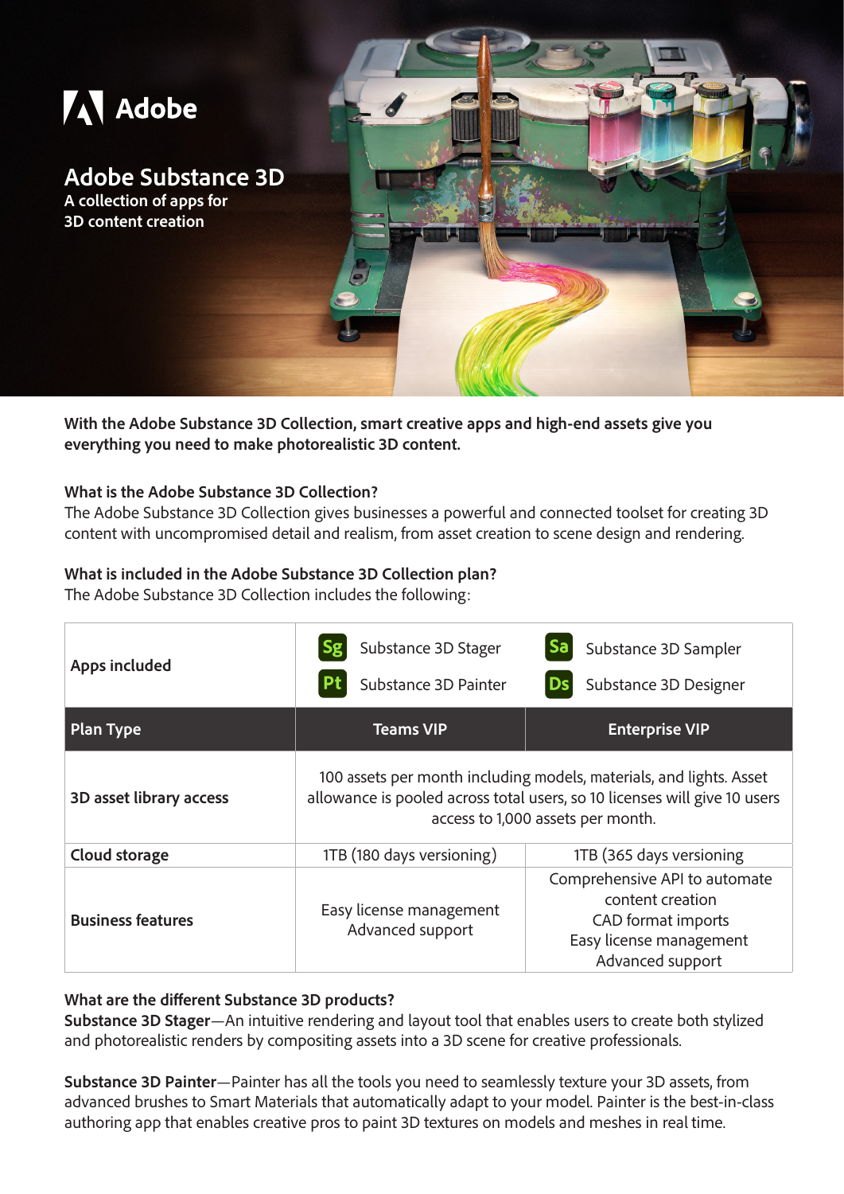# Adobe

## Adobe Substance 3D

**A collection of apps for 3D content creation**

**With the Adobe Substance 3D Collection, smart creative apps and high-end assets give you everything you need to make photorealistic 3D content.**

### What is the Adobe Substance 3D Collection?

The Adobe Substance 3D Collection gives businesses a powerful and connected toolset for creating 3D content with uncompromised detail and realism, from asset creation to scene design and rendering.

### What is included in the Adobe Substance 3D Collection plan?

The Adobe Substance 3D Collection includes the following:

| | | |
|---|---|---|
| **Apps included** | Sg Substance 3D Stager<br>Pt Substance 3D Painter | Sa Substance 3D Sampler<br>Ds Substance 3D Designer |
| **Plan Type** | **Teams VIP** | **Enterprise VIP** |
| **3D asset library access** | 100 assets per month including models, materials, and lights. Asset allowance is pooled across total users, so 10 licenses will give 10 users access to 1,000 assets per month. | |
| **Cloud storage** | 1TB (180 days versioning) | 1TB (365 days versioning |
| **Business features** | Easy license management<br>Advanced support | Comprehensive API to automate content creation<br>CAD format imports<br>Easy license management<br>Advanced support |

### What are the different Substance 3D products?

**Substance 3D Stager**—An intuitive rendering and layout tool that enables users to create both stylized and photorealistic renders by compositing assets into a 3D scene for creative professionals.

**Substance 3D Painter**—Painter has all the tools you need to seamlessly texture your 3D assets, from advanced brushes to Smart Materials that automatically adapt to your model. Painter is the best-in-class authoring app that enables creative pros to paint 3D textures on models and meshes in real time.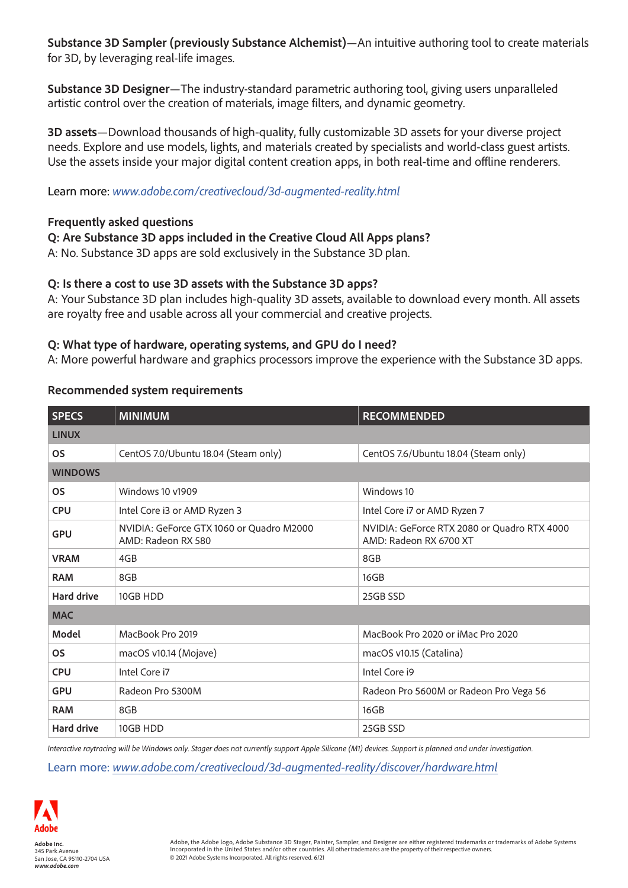**Substance 3D Sampler (previously Substance Alchemist)**—An intuitive authoring tool to create materials for 3D, by leveraging real-life images.

**Substance 3D Designer**—The industry-standard parametric authoring tool, giving users unparalleled artistic control over the creation of materials, image filters, and dynamic geometry.

**3D assets**—Download thousands of high-quality, fully customizable 3D assets for your diverse project needs. Explore and use models, lights, and materials created by specialists and world-class guest artists. Use the assets inside your major digital content creation apps, in both real-time and offline renderers.

Learn more: *www.adobe.com/creativecloud/3d-augmented-reality.html*

## Frequently asked questions

**Q: Are Substance 3D apps included in the Creative Cloud All Apps plans?**

A: No. Substance 3D apps are sold exclusively in the Substance 3D plan.

**Q: Is there a cost to use 3D assets with the Substance 3D apps?**

A: Your Substance 3D plan includes high-quality 3D assets, available to download every month. All assets are royalty free and usable across all your commercial and creative projects.

**Q: What type of hardware, operating systems, and GPU do I need?**

A: More powerful hardware and graphics processors improve the experience with the Substance 3D apps.

### Recommended system requirements

| SPECS | MINIMUM | RECOMMENDED |
| --- | --- | --- |
| **LINUX** | | |
| **OS** | CentOS 7.0/Ubuntu 18.04 (Steam only) | CentOS 7.6/Ubuntu 18.04 (Steam only) |
| **WINDOWS** | | |
| **OS** | Windows 10 v1909 | Windows 10 |
| **CPU** | Intel Core i3 or AMD Ryzen 3 | Intel Core i7 or AMD Ryzen 7 |
| **GPU** | NVIDIA: GeForce GTX 1060 or Quadro M2000<br>AMD: Radeon RX 580 | NVIDIA: GeForce RTX 2080 or Quadro RTX 4000<br>AMD: Radeon RX 6700 XT |
| **VRAM** | 4GB | 8GB |
| **RAM** | 8GB | 16GB |
| **Hard drive** | 10GB HDD | 25GB SSD |
| **MAC** | | |
| **Model** | MacBook Pro 2019 | MacBook Pro 2020 or iMac Pro 2020 |
| **OS** | macOS v10.14 (Mojave) | macOS v10.15 (Catalina) |
| **CPU** | Intel Core i7 | Intel Core i9 |
| **GPU** | Radeon Pro 5300M | Radeon Pro 5600M or Radeon Pro Vega 56 |
| **RAM** | 8GB | 16GB |
| **Hard drive** | 10GB HDD | 25GB SSD |

*Interactive raytracing will be Windows only. Stager does not currently support Apple Silicone (M1) devices. Support is planned and under investigation.*

Learn more: *www.adobe.com/creativecloud/3d-augmented-reality/discover/hardware.html*

Adobe

**Adobe Inc.**
345 Park Avenue
San Jose, CA 95110-2704 USA
*www.adobe.com*

Adobe, the Adobe logo, Adobe Substance 3D Stager, Painter, Sampler, and Designer are either registered trademarks or trademarks of Adobe Systems Incorporated in the United States and/or other countries. All other trademarks are the property of their respective owners.
© 2021 Adobe Systems Incorporated. All rights reserved. 6/21